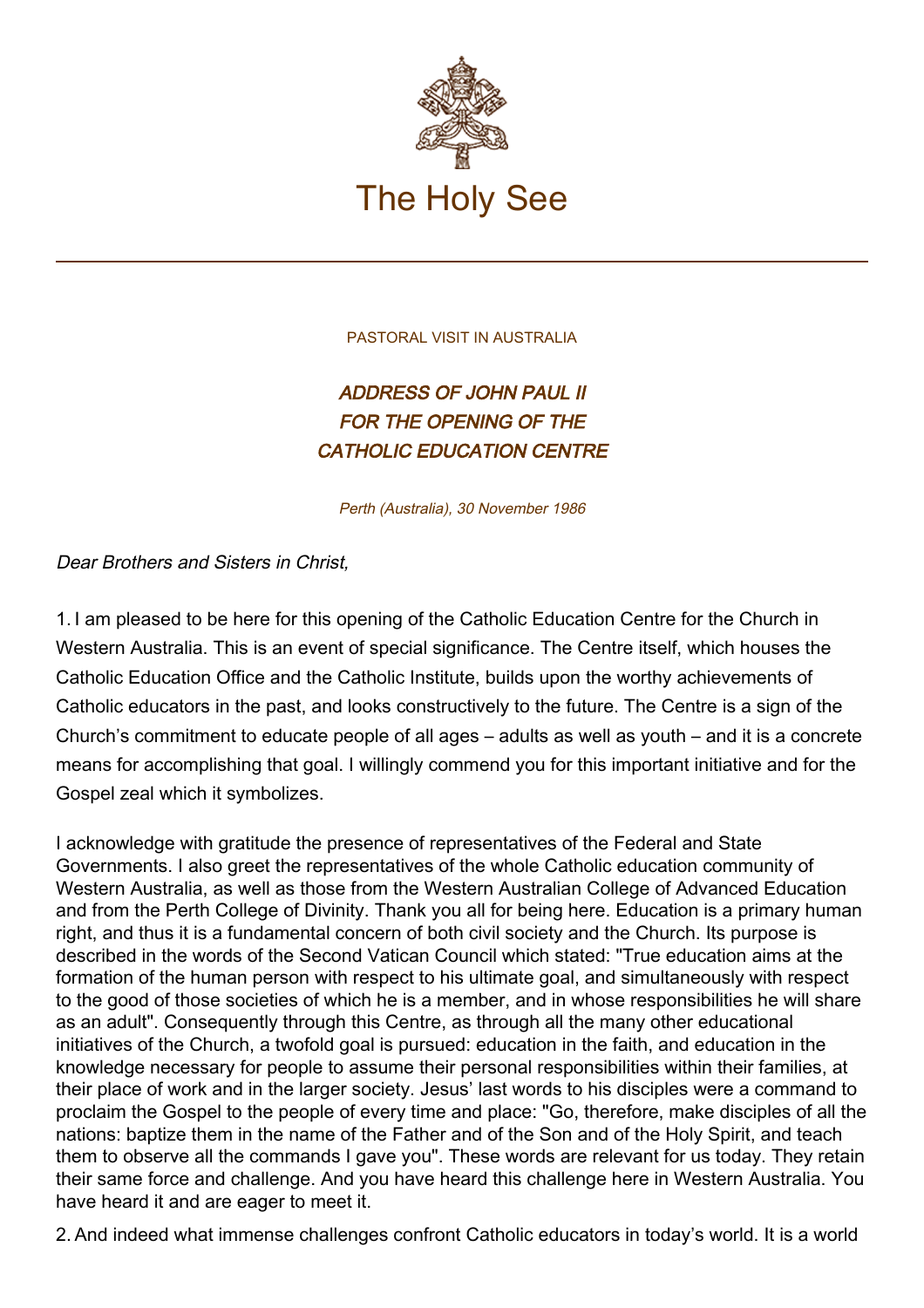The Holy See

PASTORAL VISIT IN AUSTRALIA

# *ADDRESS OF JOHN PAUL II FOR THE OPENING OF THE CATHOLIC EDUCATION CENTRE*

*Perth (Australia), 30 November 1986*

*Dear Brothers and Sisters in Christ,*

1. I am pleased to be here for this opening of the Catholic Education Centre for the Church in Western Australia. This is an event of special significance. The Centre itself, which houses the Catholic Education Office and the Catholic Institute, builds upon the worthy achievements of Catholic educators in the past, and looks constructively to the future. The Centre is a sign of the Church's commitment to educate people of all ages – adults as well as youth – and it is a concrete means for accomplishing that goal. I willingly commend you for this important initiative and for the Gospel zeal which it symbolizes.

I acknowledge with gratitude the presence of representatives of the Federal and State Governments. I also greet the representatives of the whole Catholic education community of Western Australia, as well as those from the Western Australian College of Advanced Education and from the Perth College of Divinity. Thank you all for being here. Education is a primary human right, and thus it is a fundamental concern of both civil society and the Church. Its purpose is described in the words of the Second Vatican Council which stated: "True education aims at the formation of the human person with respect to his ultimate goal, and simultaneously with respect to the good of those societies of which he is a member, and in whose responsibilities he will share as an adult". Consequently through this Centre, as through all the many other educational initiatives of the Church, a twofold goal is pursued: education in the faith, and education in the knowledge necessary for people to assume their personal responsibilities within their families, at their place of work and in the larger society. Jesus' last words to his disciples were a command to proclaim the Gospel to the people of every time and place: "Go, therefore, make disciples of all the nations: baptize them in the name of the Father and of the Son and of the Holy Spirit, and teach them to observe all the commands I gave you". These words are relevant for us today. They retain their same force and challenge. And you have heard this challenge here in Western Australia. You have heard it and are eager to meet it.

2. And indeed what immense challenges confront Catholic educators in today's world. It is a world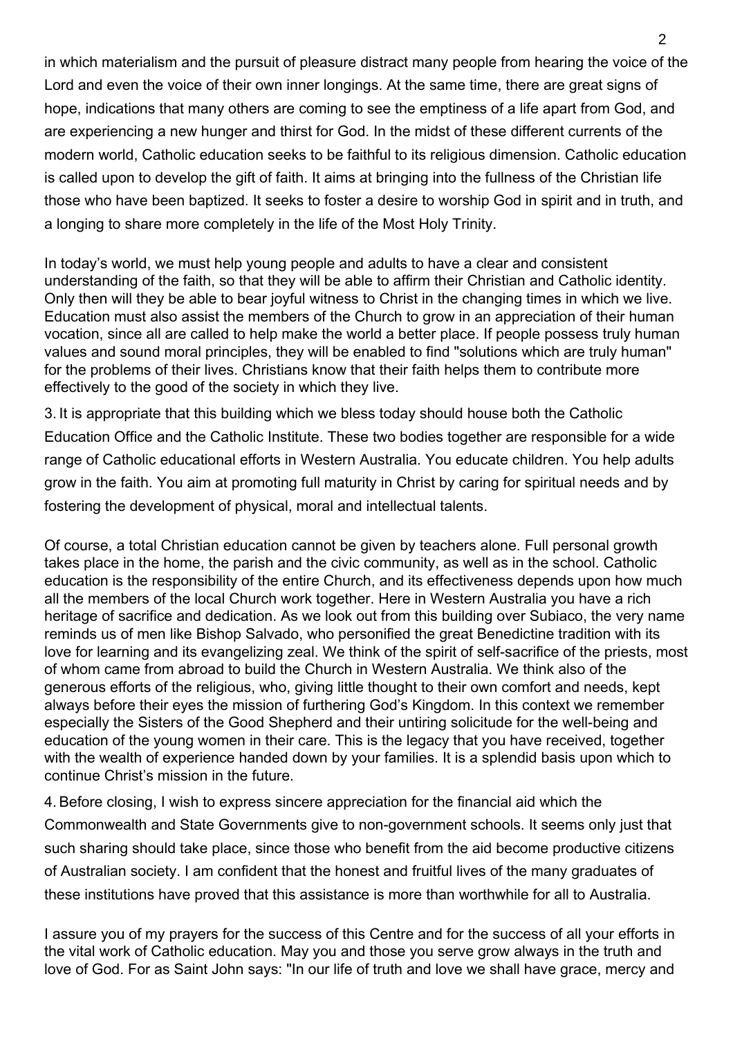in which materialism and the pursuit of pleasure distract many people from hearing the voice of the Lord and even the voice of their own inner longings. At the same time, there are great signs of hope, indications that many others are coming to see the emptiness of a life apart from God, and are experiencing a new hunger and thirst for God. In the midst of these different currents of the modern world, Catholic education seeks to be faithful to its religious dimension. Catholic education is called upon to develop the gift of faith. It aims at bringing into the fullness of the Christian life those who have been baptized. It seeks to foster a desire to worship God in spirit and in truth, and a longing to share more completely in the life of the Most Holy Trinity.

In today's world, we must help young people and adults to have a clear and consistent understanding of the faith, so that they will be able to affirm their Christian and Catholic identity. Only then will they be able to bear joyful witness to Christ in the changing times in which we live. Education must also assist the members of the Church to grow in an appreciation of their human vocation, since all are called to help make the world a better place. If people possess truly human values and sound moral principles, they will be enabled to find "solutions which are truly human" for the problems of their lives. Christians know that their faith helps them to contribute more effectively to the good of the society in which they live.

3. It is appropriate that this building which we bless today should house both the Catholic Education Office and the Catholic Institute. These two bodies together are responsible for a wide range of Catholic educational efforts in Western Australia. You educate children. You help adults grow in the faith. You aim at promoting full maturity in Christ by caring for spiritual needs and by fostering the development of physical, moral and intellectual talents.

Of course, a total Christian education cannot be given by teachers alone. Full personal growth takes place in the home, the parish and the civic community, as well as in the school. Catholic education is the responsibility of the entire Church, and its effectiveness depends upon how much all the members of the local Church work together. Here in Western Australia you have a rich heritage of sacrifice and dedication. As we look out from this building over Subiaco, the very name reminds us of men like Bishop Salvado, who personified the great Benedictine tradition with its love for learning and its evangelizing zeal. We think of the spirit of self-sacrifice of the priests, most of whom came from abroad to build the Church in Western Australia. We think also of the generous efforts of the religious, who, giving little thought to their own comfort and needs, kept always before their eyes the mission of furthering God's Kingdom. In this context we remember especially the Sisters of the Good Shepherd and their untiring solicitude for the well-being and education of the young women in their care. This is the legacy that you have received, together with the wealth of experience handed down by your families. It is a splendid basis upon which to continue Christ's mission in the future.

4. Before closing, I wish to express sincere appreciation for the financial aid which the Commonwealth and State Governments give to non-government schools. It seems only just that such sharing should take place, since those who benefit from the aid become productive citizens of Australian society. I am confident that the honest and fruitful lives of the many graduates of these institutions have proved that this assistance is more than worthwhile for all to Australia.

I assure you of my prayers for the success of this Centre and for the success of all your efforts in the vital work of Catholic education. May you and those you serve grow always in the truth and love of God. For as Saint John says: "In our life of truth and love we shall have grace, mercy and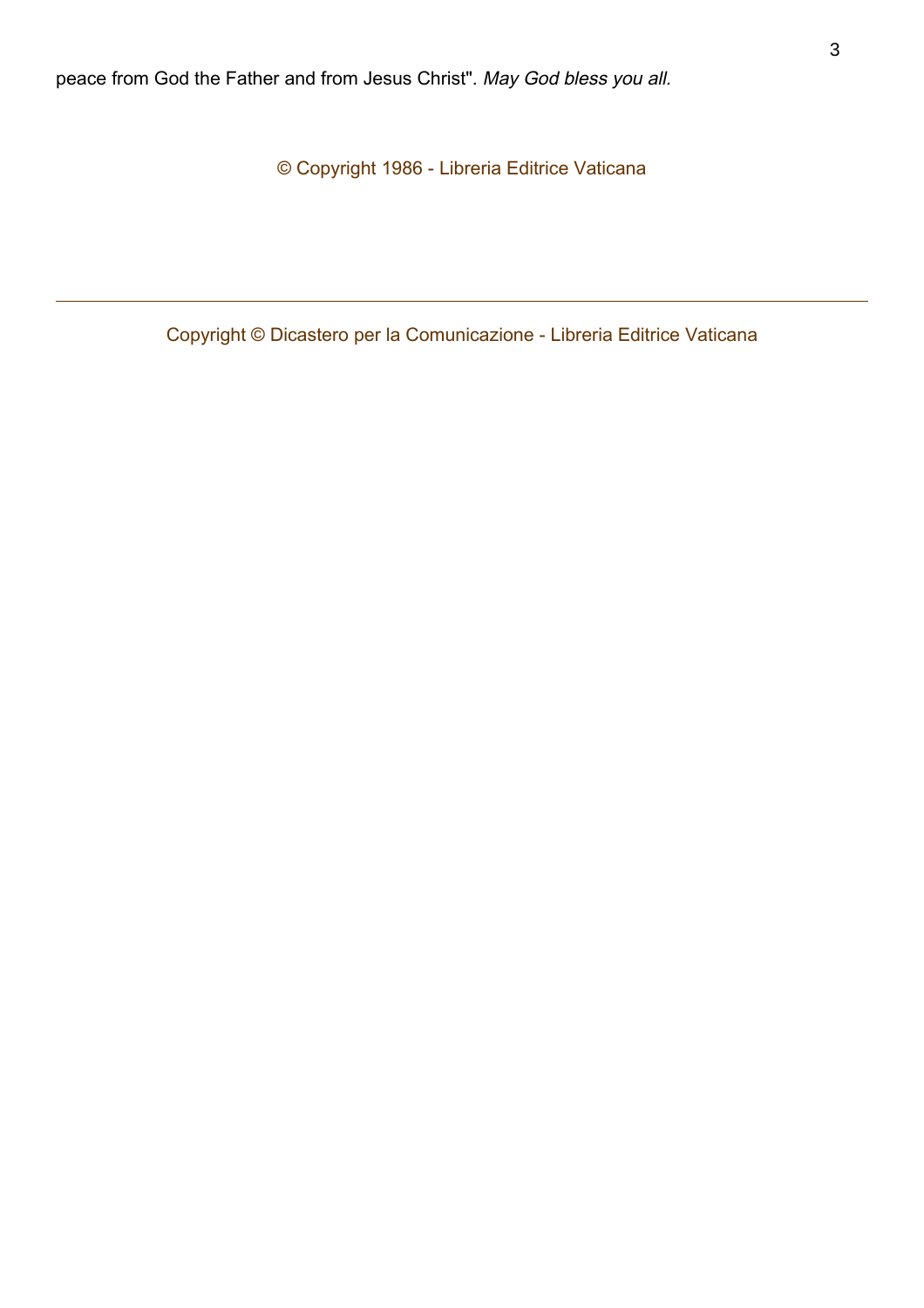peace from God the Father and from Jesus Christ". *May God bless you all.*

© Copyright 1986 - Libreria Editrice Vaticana

---

Copyright © Dicastero per la Comunicazione - Libreria Editrice Vaticana